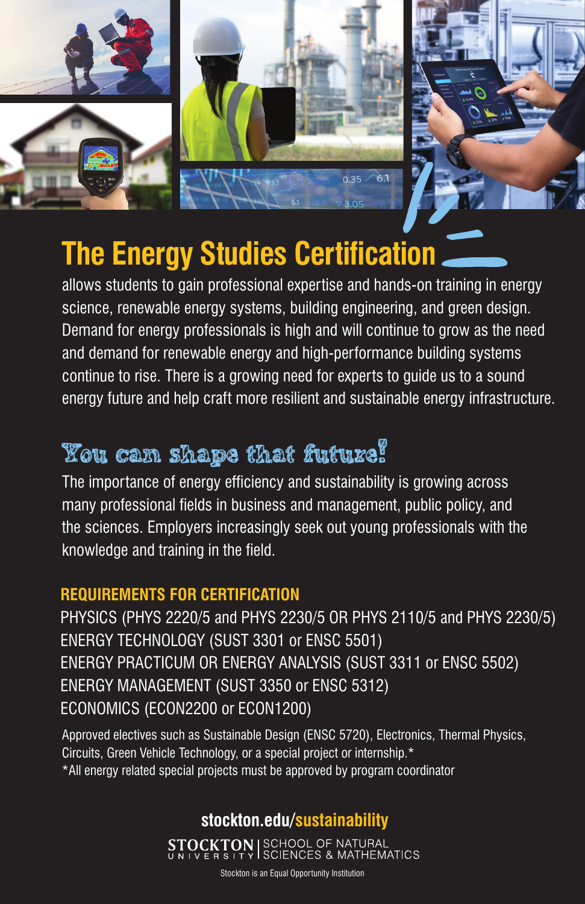# The Energy Studies Certification

allows students to gain professional expertise and hands-on training in energy science, renewable energy systems, building engineering, and green design. Demand for energy professionals is high and will continue to grow as the need and demand for renewable energy and high-performance building systems continue to rise. There is a growing need for experts to guide us to a sound energy future and help craft more resilient and sustainable energy infrastructure.

## You can shape that future!

The importance of energy efficiency and sustainability is growing across many professional fields in business and management, public policy, and the sciences. Employers increasingly seek out young professionals with the knowledge and training in the field.

### REQUIREMENTS FOR CERTIFICATION

PHYSICS (PHYS 2220/5 and PHYS 2230/5 OR PHYS 2110/5 and PHYS 2230/5)
ENERGY TECHNOLOGY (SUST 3301 or ENSC 5501)
ENERGY PRACTICUM OR ENERGY ANALYSIS (SUST 3311 or ENSC 5502)
ENERGY MANAGEMENT (SUST 3350 or ENSC 5312)
ECONOMICS (ECON2200 or ECON1200)

Approved electives such as Sustainable Design (ENSC 5720), Electronics, Thermal Physics, Circuits, Green Vehicle Technology, or a special project or internship.*
*All energy related special projects must be approved by program coordinator

**stockton.edu/sustainability**

STOCKTON UNIVERSITY | SCHOOL OF NATURAL SCIENCES & MATHEMATICS

Stockton is an Equal Opportunity Institution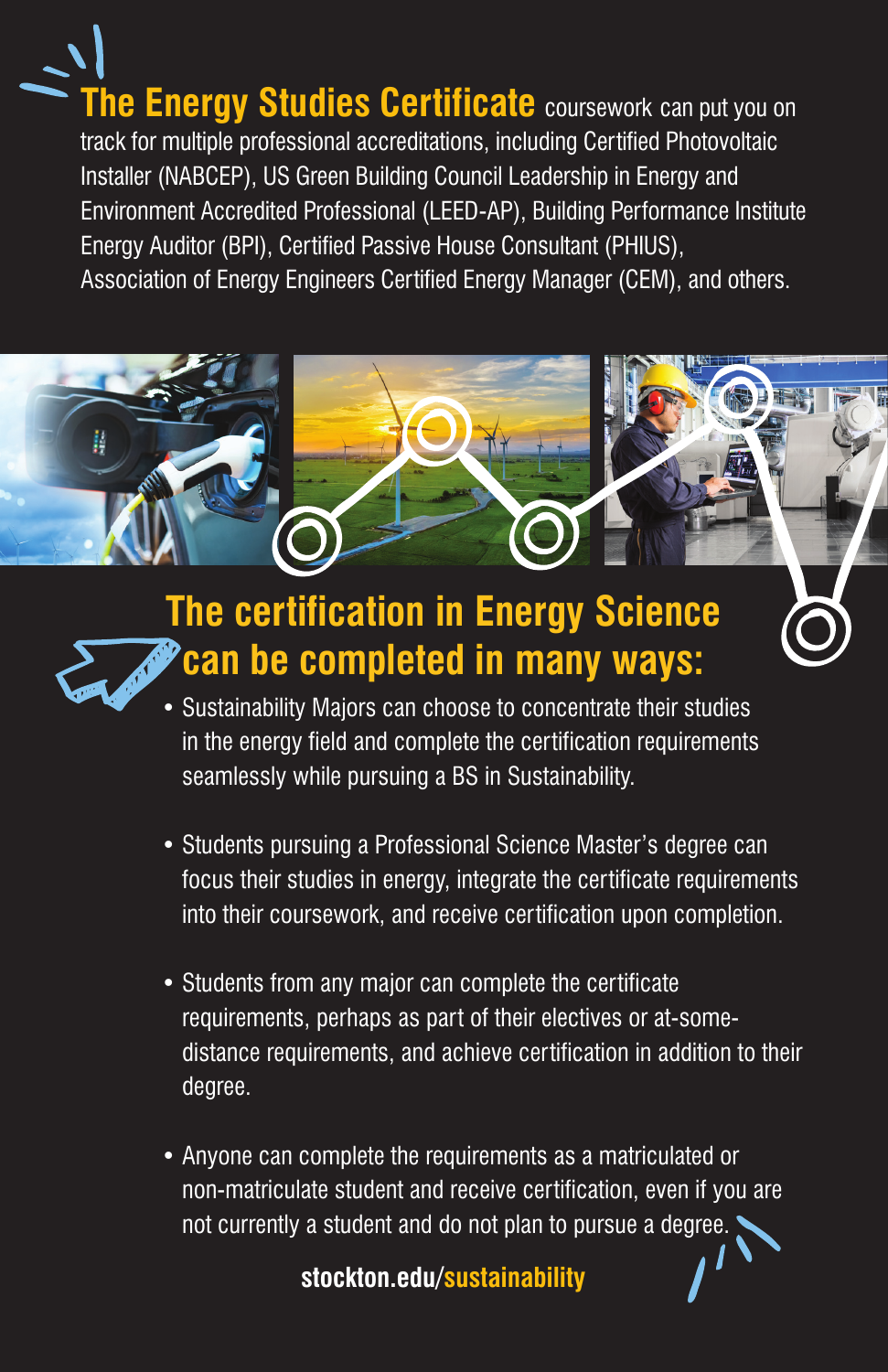**The Energy Studies Certificate** coursework can put you on track for multiple professional accreditations, including Certified Photovoltaic Installer (NABCEP), US Green Building Council Leadership in Energy and Environment Accredited Professional (LEED-AP), Building Performance Institute Energy Auditor (BPI), Certified Passive House Consultant (PHIUS), Association of Energy Engineers Certified Energy Manager (CEM), and others.

## The certification in Energy Science can be completed in many ways:

- Sustainability Majors can choose to concentrate their studies in the energy field and complete the certification requirements seamlessly while pursuing a BS in Sustainability.
- Students pursuing a Professional Science Master's degree can focus their studies in energy, integrate the certificate requirements into their coursework, and receive certification upon completion.
- Students from any major can complete the certificate requirements, perhaps as part of their electives or at-some-distance requirements, and achieve certification in addition to their degree.
- Anyone can complete the requirements as a matriculated or non-matriculate student and receive certification, even if you are not currently a student and do not plan to pursue a degree.

**stockton.edu/sustainability**